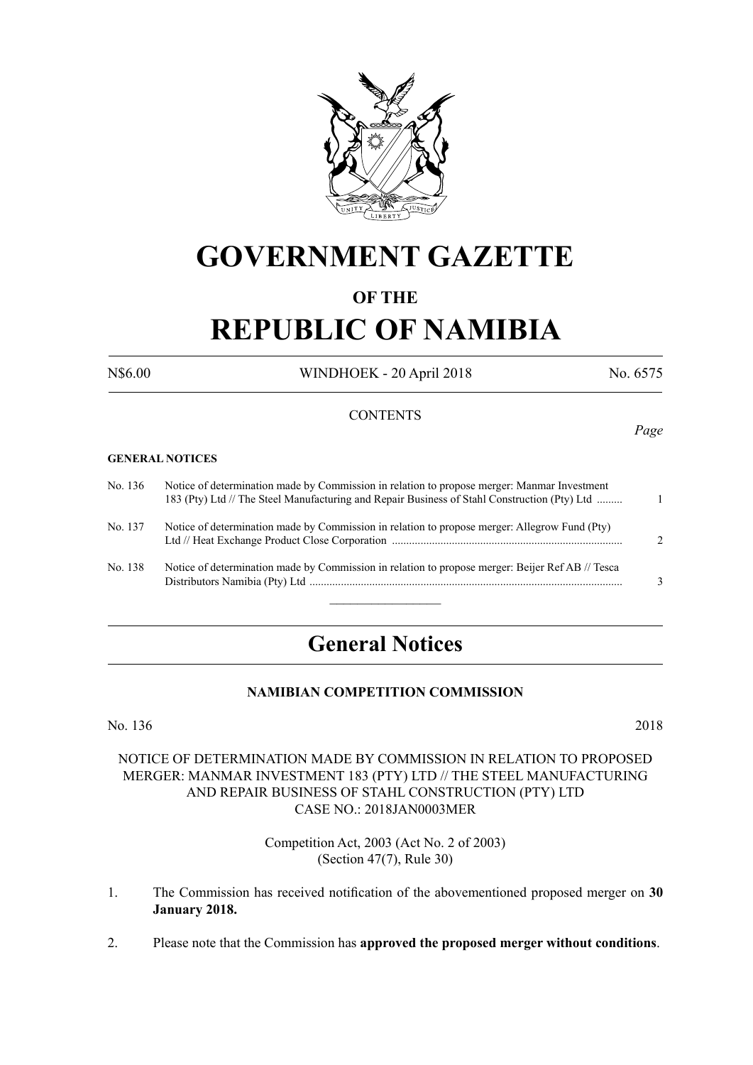# GOVERNMENT GAZETTE

## OF THE

# REPUBLIC OF NAMIBIA

N$6.00 WINDHOEK - 20 April 2018 No. 6575

CONTENTS

*Page*

**GENERAL NOTICES**

| | | |
|---|---|---|
| No. 136 | Notice of determination made by Commission in relation to propose merger: Manmar Investment 183 (Pty) Ltd // The Steel Manufacturing and Repair Business of Stahl Construction (Pty) Ltd ......... | 1 |
| No. 137 | Notice of determination made by Commission in relation to propose merger: Allegrow Fund (Pty) Ltd // Heat Exchange Product Close Corporation ................................................................................ | 2 |
| No. 138 | Notice of determination made by Commission in relation to propose merger: Beijer Ref AB // Tesca Distributors Namibia (Pty) Ltd ............................................................................................................ | 3 |

# General Notices

### NAMIBIAN COMPETITION COMMISSION

No. 136 2018

NOTICE OF DETERMINATION MADE BY COMMISSION IN RELATION TO PROPOSED MERGER: MANMAR INVESTMENT 183 (PTY) LTD // THE STEEL MANUFACTURING AND REPAIR BUSINESS OF STAHL CONSTRUCTION (PTY) LTD
CASE NO.: 2018JAN0003MER

Competition Act, 2003 (Act No. 2 of 2003)
(Section 47(7), Rule 30)

1. The Commission has received notification of the abovementioned proposed merger on **30 January 2018.**

2. Please note that the Commission has **approved the proposed merger without conditions**.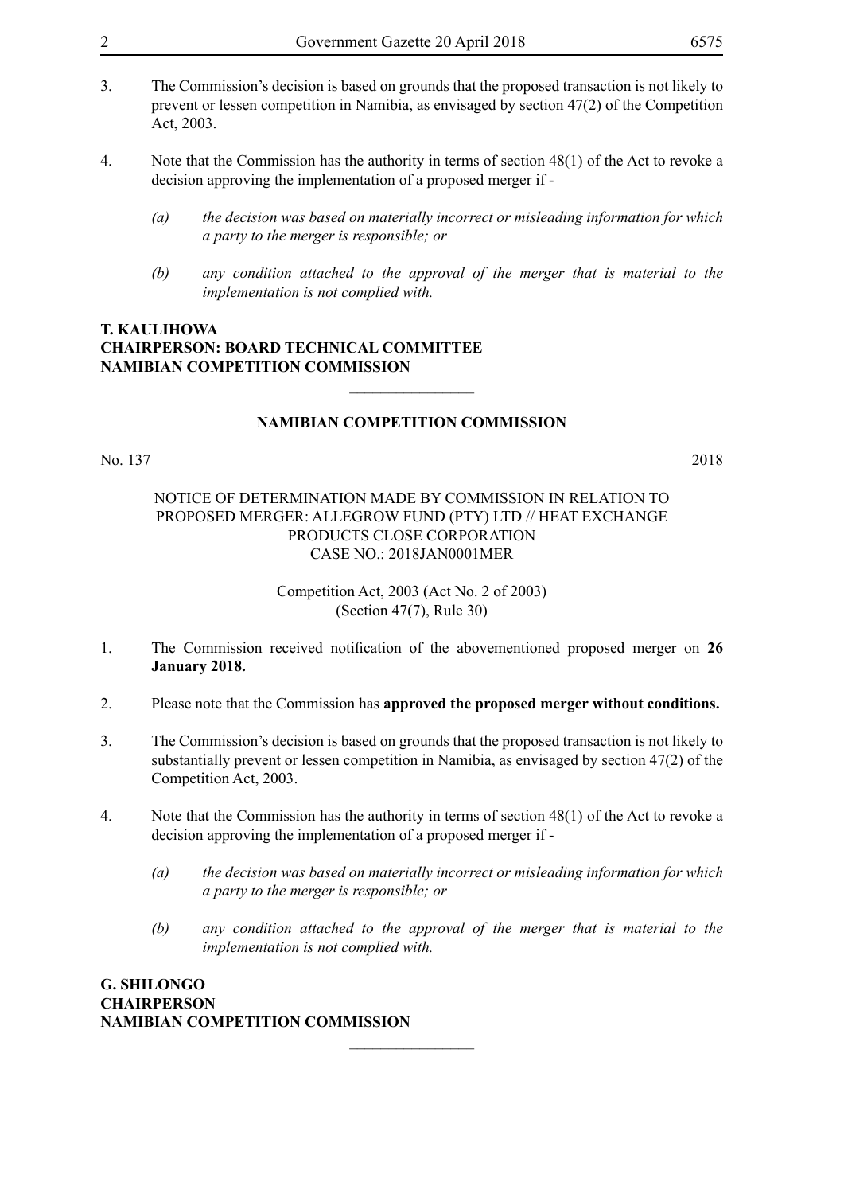3. The Commission's decision is based on grounds that the proposed transaction is not likely to prevent or lessen competition in Namibia, as envisaged by section 47(2) of the Competition Act, 2003.

4. Note that the Commission has the authority in terms of section 48(1) of the Act to revoke a decision approving the implementation of a proposed merger if -

   *(a) the decision was based on materially incorrect or misleading information for which a party to the merger is responsible; or*

   *(b) any condition attached to the approval of the merger that is material to the implementation is not complied with.*

**T. KAULIHOWA**
**CHAIRPERSON: BOARD TECHNICAL COMMITTEE**
**NAMIBIAN COMPETITION COMMISSION**

---

**NAMIBIAN COMPETITION COMMISSION**

No. 137 2018

NOTICE OF DETERMINATION MADE BY COMMISSION IN RELATION TO PROPOSED MERGER: ALLEGROW FUND (PTY) LTD // HEAT EXCHANGE PRODUCTS CLOSE CORPORATION
CASE NO.: 2018JAN0001MER

Competition Act, 2003 (Act No. 2 of 2003)
(Section 47(7), Rule 30)

1. The Commission received notification of the abovementioned proposed merger on **26 January 2018.**

2. Please note that the Commission has **approved the proposed merger without conditions.**

3. The Commission's decision is based on grounds that the proposed transaction is not likely to substantially prevent or lessen competition in Namibia, as envisaged by section 47(2) of the Competition Act, 2003.

4. Note that the Commission has the authority in terms of section 48(1) of the Act to revoke a decision approving the implementation of a proposed merger if -

   *(a) the decision was based on materially incorrect or misleading information for which a party to the merger is responsible; or*

   *(b) any condition attached to the approval of the merger that is material to the implementation is not complied with.*

**G. SHILONGO**
**CHAIRPERSON**
**NAMIBIAN COMPETITION COMMISSION**

---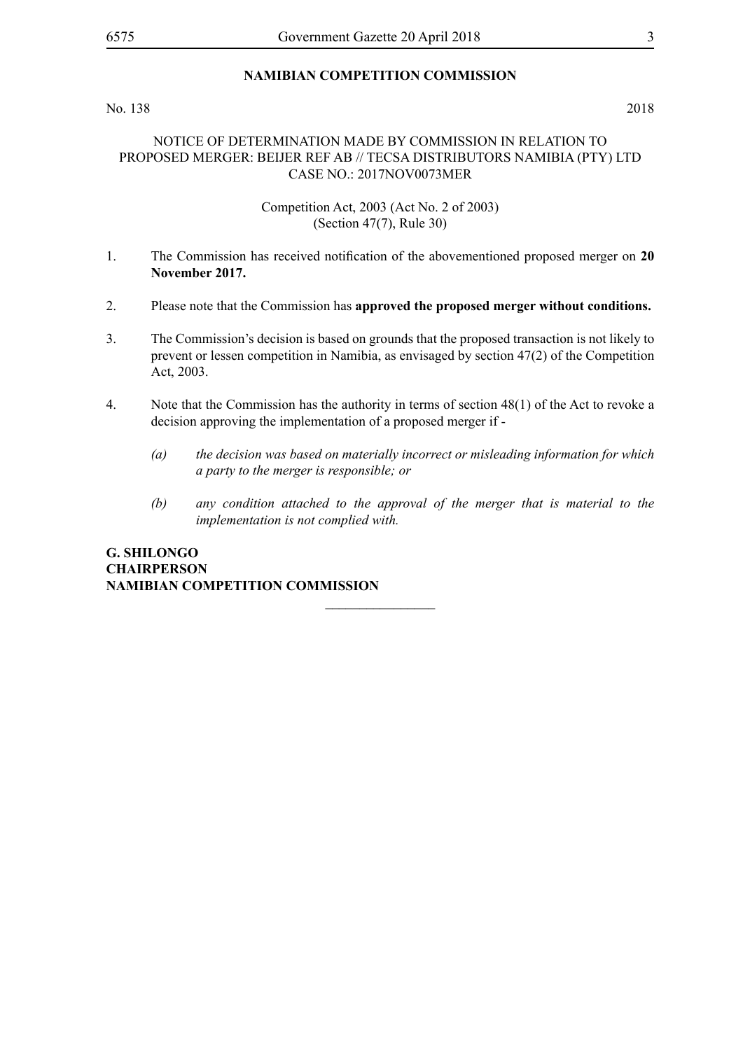## NAMIBIAN COMPETITION COMMISSION

No. 138 2018

NOTICE OF DETERMINATION MADE BY COMMISSION IN RELATION TO PROPOSED MERGER: BEIJER REF AB // TECSA DISTRIBUTORS NAMIBIA (PTY) LTD
CASE NO.: 2017NOV0073MER

Competition Act, 2003 (Act No. 2 of 2003)
(Section 47(7), Rule 30)

1. The Commission has received notification of the abovementioned proposed merger on **20 November 2017.**

2. Please note that the Commission has **approved the proposed merger without conditions.**

3. The Commission's decision is based on grounds that the proposed transaction is not likely to prevent or lessen competition in Namibia, as envisaged by section 47(2) of the Competition Act, 2003.

4. Note that the Commission has the authority in terms of section 48(1) of the Act to revoke a decision approving the implementation of a proposed merger if -

   *(a) the decision was based on materially incorrect or misleading information for which a party to the merger is responsible; or*

   *(b) any condition attached to the approval of the merger that is material to the implementation is not complied with.*

**G. SHILONGO**
**CHAIRPERSON**
**NAMIBIAN COMPETITION COMMISSION**